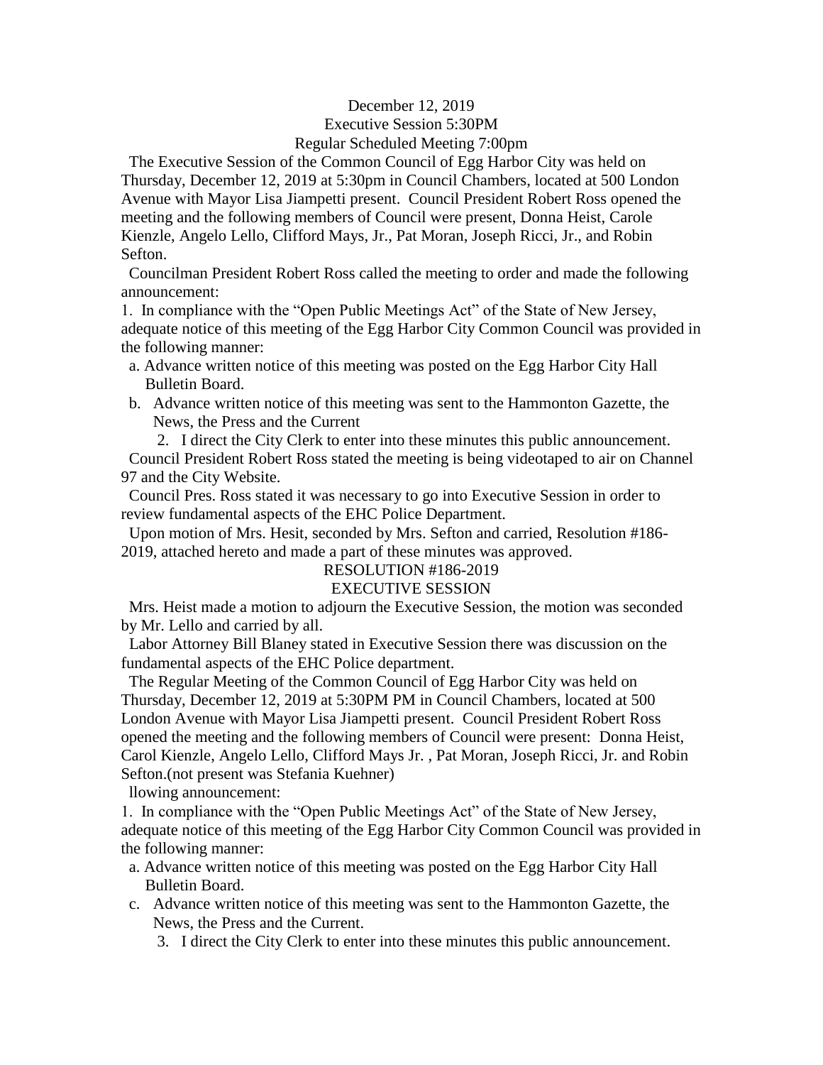December 12, 2019
Executive Session 5:30PM
Regular Scheduled Meeting 7:00pm

The Executive Session of the Common Council of Egg Harbor City was held on Thursday, December 12, 2019 at 5:30pm in Council Chambers, located at 500 London Avenue with Mayor Lisa Jiampetti present. Council President Robert Ross opened the meeting and the following members of Council were present, Donna Heist, Carole Kienzle, Angelo Lello, Clifford Mays, Jr., Pat Moran, Joseph Ricci, Jr., and Robin Sefton.

Councilman President Robert Ross called the meeting to order and made the following announcement:

1. In compliance with the "Open Public Meetings Act" of the State of New Jersey, adequate notice of this meeting of the Egg Harbor City Common Council was provided in the following manner:
   a. Advance written notice of this meeting was posted on the Egg Harbor City Hall Bulletin Board.
   b. Advance written notice of this meeting was sent to the Hammonton Gazette, the News, the Press and the Current
2. I direct the City Clerk to enter into these minutes this public announcement.

Council President Robert Ross stated the meeting is being videotaped to air on Channel 97 and the City Website.

Council Pres. Ross stated it was necessary to go into Executive Session in order to review fundamental aspects of the EHC Police Department.

Upon motion of Mrs. Hesit, seconded by Mrs. Sefton and carried, Resolution #186-2019, attached hereto and made a part of these minutes was approved.

RESOLUTION #186-2019
EXECUTIVE SESSION

Mrs. Heist made a motion to adjourn the Executive Session, the motion was seconded by Mr. Lello and carried by all.

Labor Attorney Bill Blaney stated in Executive Session there was discussion on the fundamental aspects of the EHC Police department.

The Regular Meeting of the Common Council of Egg Harbor City was held on Thursday, December 12, 2019 at 5:30PM PM in Council Chambers, located at 500 London Avenue with Mayor Lisa Jiampetti present. Council President Robert Ross opened the meeting and the following members of Council were present: Donna Heist, Carol Kienzle, Angelo Lello, Clifford Mays Jr. , Pat Moran, Joseph Ricci, Jr. and Robin Sefton.(not present was Stefania Kuehner)

llowing announcement:

1. In compliance with the "Open Public Meetings Act" of the State of New Jersey, adequate notice of this meeting of the Egg Harbor City Common Council was provided in the following manner:
   a. Advance written notice of this meeting was posted on the Egg Harbor City Hall Bulletin Board.
   c. Advance written notice of this meeting was sent to the Hammonton Gazette, the News, the Press and the Current.
3. I direct the City Clerk to enter into these minutes this public announcement.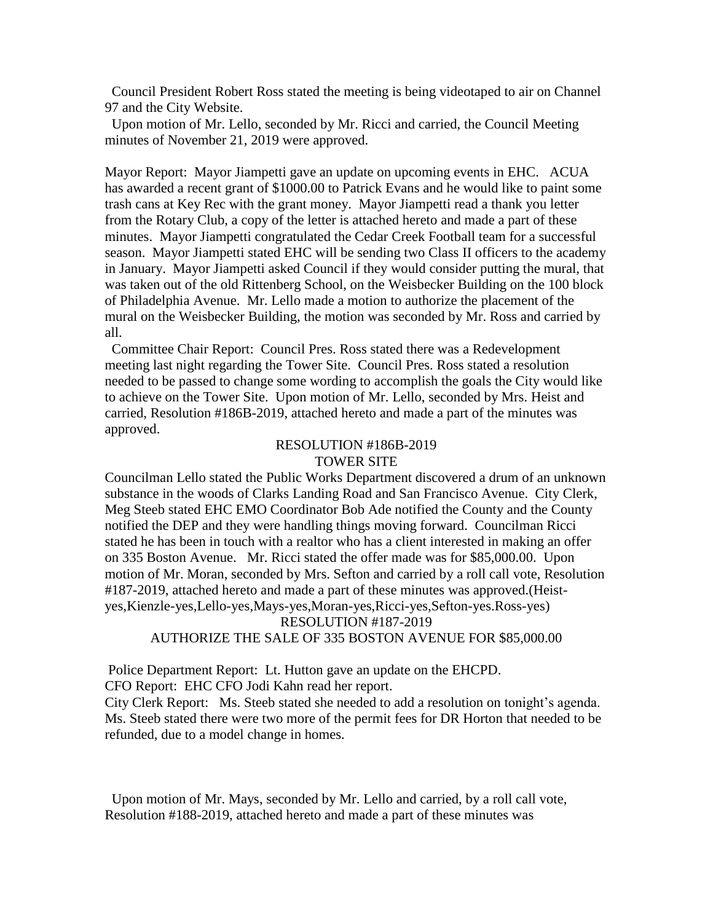Council President Robert Ross stated the meeting is being videotaped to air on Channel 97 and the City Website.

Upon motion of Mr. Lello, seconded by Mr. Ricci and carried, the Council Meeting minutes of November 21, 2019 were approved.

Mayor Report: Mayor Jiampetti gave an update on upcoming events in EHC. ACUA has awarded a recent grant of $1000.00 to Patrick Evans and he would like to paint some trash cans at Key Rec with the grant money. Mayor Jiampetti read a thank you letter from the Rotary Club, a copy of the letter is attached hereto and made a part of these minutes. Mayor Jiampetti congratulated the Cedar Creek Football team for a successful season. Mayor Jiampetti stated EHC will be sending two Class II officers to the academy in January. Mayor Jiampetti asked Council if they would consider putting the mural, that was taken out of the old Rittenberg School, on the Weisbecker Building on the 100 block of Philadelphia Avenue. Mr. Lello made a motion to authorize the placement of the mural on the Weisbecker Building, the motion was seconded by Mr. Ross and carried by all.

Committee Chair Report: Council Pres. Ross stated there was a Redevelopment meeting last night regarding the Tower Site. Council Pres. Ross stated a resolution needed to be passed to change some wording to accomplish the goals the City would like to achieve on the Tower Site. Upon motion of Mr. Lello, seconded by Mrs. Heist and carried, Resolution #186B-2019, attached hereto and made a part of the minutes was approved.

RESOLUTION #186B-2019
TOWER SITE

Councilman Lello stated the Public Works Department discovered a drum of an unknown substance in the woods of Clarks Landing Road and San Francisco Avenue. City Clerk, Meg Steeb stated EHC EMO Coordinator Bob Ade notified the County and the County notified the DEP and they were handling things moving forward. Councilman Ricci stated he has been in touch with a realtor who has a client interested in making an offer on 335 Boston Avenue. Mr. Ricci stated the offer made was for $85,000.00. Upon motion of Mr. Moran, seconded by Mrs. Sefton and carried by a roll call vote, Resolution #187-2019, attached hereto and made a part of these minutes was approved.(Heist-yes,Kienzle-yes,Lello-yes,Mays-yes,Moran-yes,Ricci-yes,Sefton-yes.Ross-yes)

RESOLUTION #187-2019
AUTHORIZE THE SALE OF 335 BOSTON AVENUE FOR $85,000.00

Police Department Report: Lt. Hutton gave an update on the EHCPD.
CFO Report: EHC CFO Jodi Kahn read her report.
City Clerk Report: Ms. Steeb stated she needed to add a resolution on tonight's agenda. Ms. Steeb stated there were two more of the permit fees for DR Horton that needed to be refunded, due to a model change in homes.

Upon motion of Mr. Mays, seconded by Mr. Lello and carried, by a roll call vote, Resolution #188-2019, attached hereto and made a part of these minutes was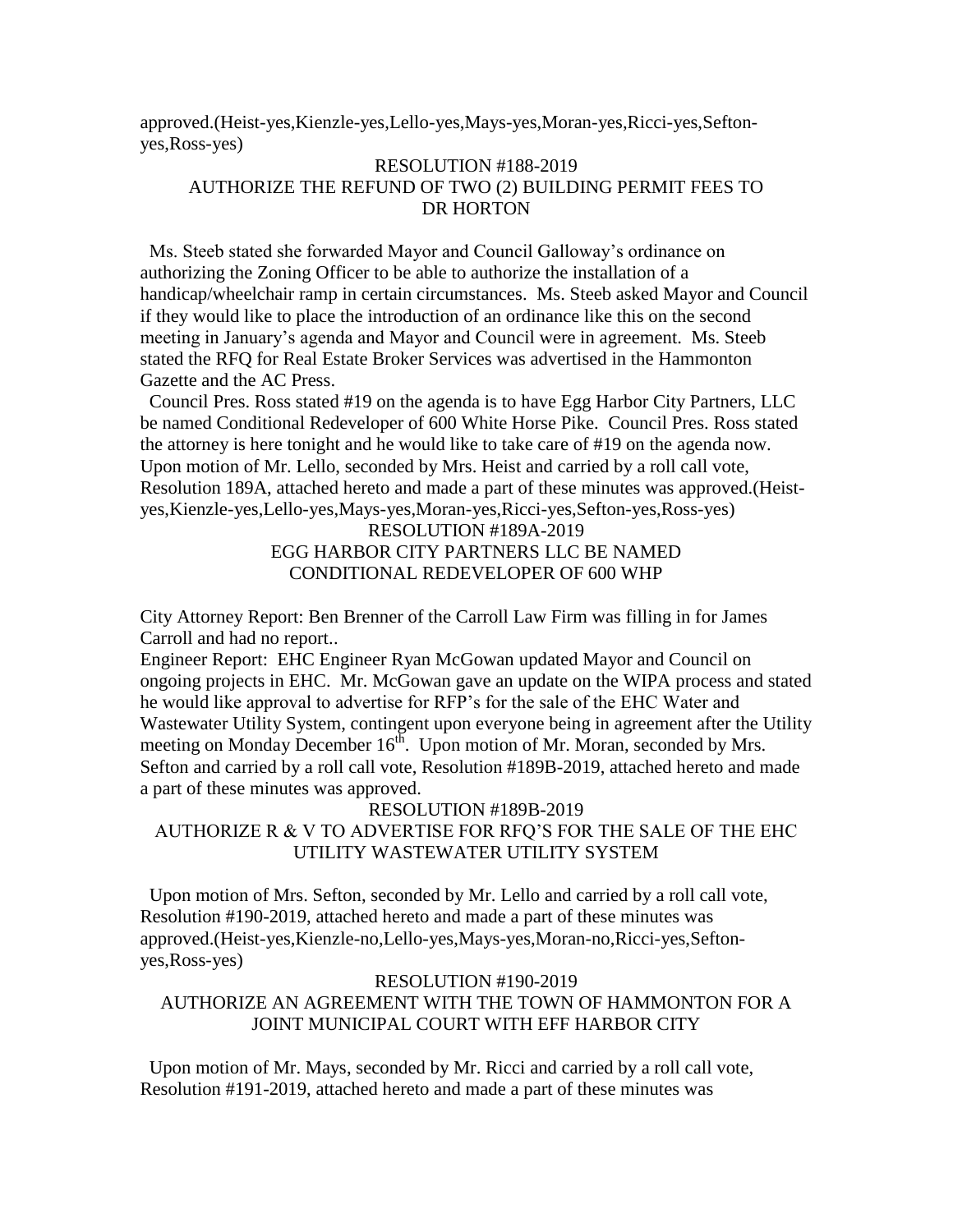approved.(Heist-yes,Kienzle-yes,Lello-yes,Mays-yes,Moran-yes,Ricci-yes,Sefton-yes,Ross-yes)

RESOLUTION #188-2019
AUTHORIZE THE REFUND OF TWO (2) BUILDING PERMIT FEES TO DR HORTON

Ms. Steeb stated she forwarded Mayor and Council Galloway's ordinance on authorizing the Zoning Officer to be able to authorize the installation of a handicap/wheelchair ramp in certain circumstances. Ms. Steeb asked Mayor and Council if they would like to place the introduction of an ordinance like this on the second meeting in January's agenda and Mayor and Council were in agreement. Ms. Steeb stated the RFQ for Real Estate Broker Services was advertised in the Hammonton Gazette and the AC Press.

Council Pres. Ross stated #19 on the agenda is to have Egg Harbor City Partners, LLC be named Conditional Redeveloper of 600 White Horse Pike. Council Pres. Ross stated the attorney is here tonight and he would like to take care of #19 on the agenda now. Upon motion of Mr. Lello, seconded by Mrs. Heist and carried by a roll call vote, Resolution 189A, attached hereto and made a part of these minutes was approved.(Heist-yes,Kienzle-yes,Lello-yes,Mays-yes,Moran-yes,Ricci-yes,Sefton-yes,Ross-yes)

RESOLUTION #189A-2019
EGG HARBOR CITY PARTNERS LLC BE NAMED CONDITIONAL REDEVELOPER OF 600 WHP

City Attorney Report: Ben Brenner of the Carroll Law Firm was filling in for James Carroll and had no report..

Engineer Report: EHC Engineer Ryan McGowan updated Mayor and Council on ongoing projects in EHC. Mr. McGowan gave an update on the WIPA process and stated he would like approval to advertise for RFP's for the sale of the EHC Water and Wastewater Utility System, contingent upon everyone being in agreement after the Utility meeting on Monday December 16th. Upon motion of Mr. Moran, seconded by Mrs. Sefton and carried by a roll call vote, Resolution #189B-2019, attached hereto and made a part of these minutes was approved.

RESOLUTION #189B-2019
AUTHORIZE R & V TO ADVERTISE FOR RFQ'S FOR THE SALE OF THE EHC UTILITY WASTEWATER UTILITY SYSTEM

Upon motion of Mrs. Sefton, seconded by Mr. Lello and carried by a roll call vote, Resolution #190-2019, attached hereto and made a part of these minutes was approved.(Heist-yes,Kienzle-no,Lello-yes,Mays-yes,Moran-no,Ricci-yes,Sefton-yes,Ross-yes)

RESOLUTION #190-2019
AUTHORIZE AN AGREEMENT WITH THE TOWN OF HAMMONTON FOR A JOINT MUNICIPAL COURT WITH EFF HARBOR CITY

Upon motion of Mr. Mays, seconded by Mr. Ricci and carried by a roll call vote, Resolution #191-2019, attached hereto and made a part of these minutes was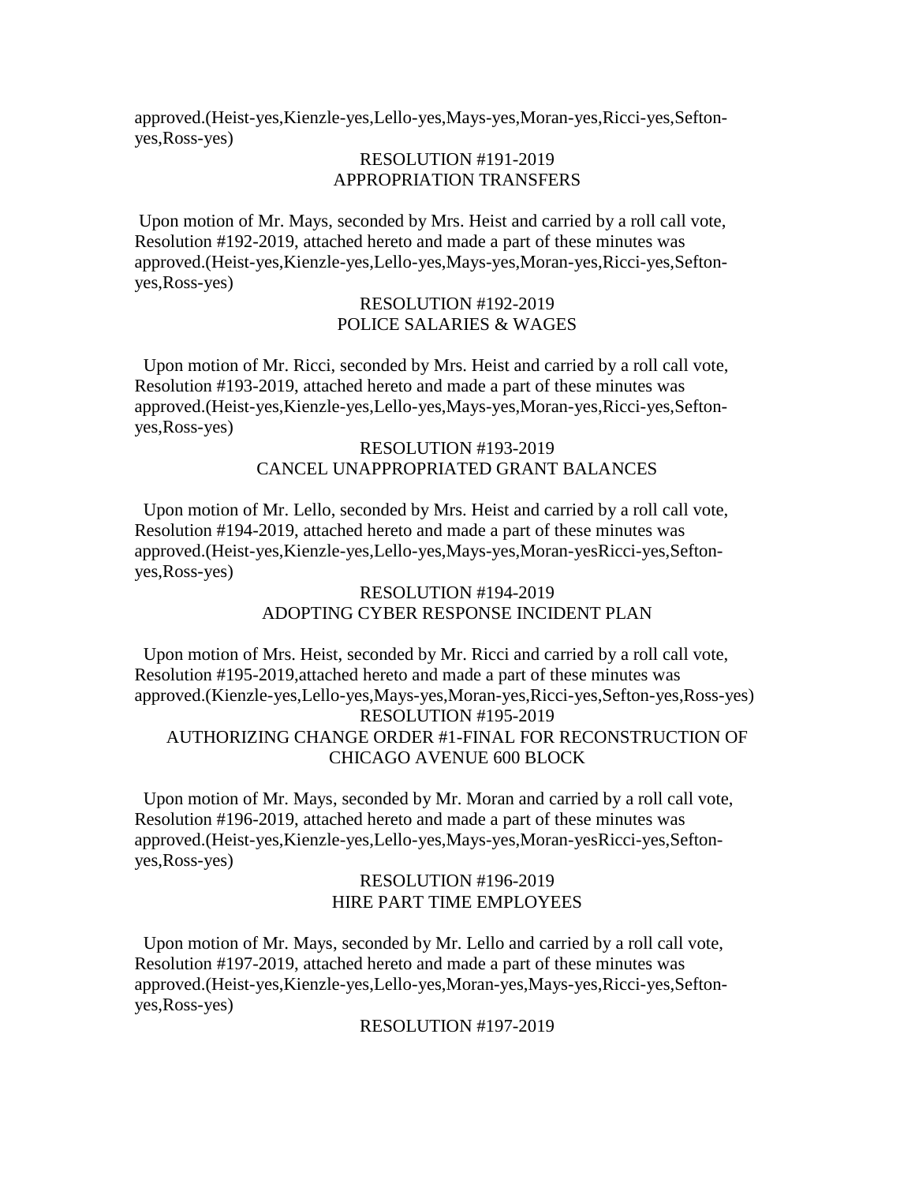approved.(Heist-yes,Kienzle-yes,Lello-yes,Mays-yes,Moran-yes,Ricci-yes,Sefton-yes,Ross-yes)

RESOLUTION #191-2019
APPROPRIATION TRANSFERS

Upon motion of Mr. Mays, seconded by Mrs. Heist and carried by a roll call vote, Resolution #192-2019, attached hereto and made a part of these minutes was approved.(Heist-yes,Kienzle-yes,Lello-yes,Mays-yes,Moran-yes,Ricci-yes,Sefton-yes,Ross-yes)

RESOLUTION #192-2019
POLICE SALARIES & WAGES

Upon motion of Mr. Ricci, seconded by Mrs. Heist and carried by a roll call vote, Resolution #193-2019, attached hereto and made a part of these minutes was approved.(Heist-yes,Kienzle-yes,Lello-yes,Mays-yes,Moran-yes,Ricci-yes,Sefton-yes,Ross-yes)

RESOLUTION #193-2019
CANCEL UNAPPROPRIATED GRANT BALANCES

Upon motion of Mr. Lello, seconded by Mrs. Heist and carried by a roll call vote, Resolution #194-2019, attached hereto and made a part of these minutes was approved.(Heist-yes,Kienzle-yes,Lello-yes,Mays-yes,Moran-yesRicci-yes,Sefton-yes,Ross-yes)

RESOLUTION #194-2019
ADOPTING CYBER RESPONSE INCIDENT PLAN

Upon motion of Mrs. Heist, seconded by Mr. Ricci and carried by a roll call vote, Resolution #195-2019,attached hereto and made a part of these minutes was approved.(Kienzle-yes,Lello-yes,Mays-yes,Moran-yes,Ricci-yes,Sefton-yes,Ross-yes)

RESOLUTION #195-2019
AUTHORIZING CHANGE ORDER #1-FINAL FOR RECONSTRUCTION OF CHICAGO AVENUE 600 BLOCK

Upon motion of Mr. Mays, seconded by Mr. Moran and carried by a roll call vote, Resolution #196-2019, attached hereto and made a part of these minutes was approved.(Heist-yes,Kienzle-yes,Lello-yes,Mays-yes,Moran-yesRicci-yes,Sefton-yes,Ross-yes)

RESOLUTION #196-2019
HIRE PART TIME EMPLOYEES

Upon motion of Mr. Mays, seconded by Mr. Lello and carried by a roll call vote, Resolution #197-2019, attached hereto and made a part of these minutes was approved.(Heist-yes,Kienzle-yes,Lello-yes,Moran-yes,Mays-yes,Ricci-yes,Sefton-yes,Ross-yes)

RESOLUTION #197-2019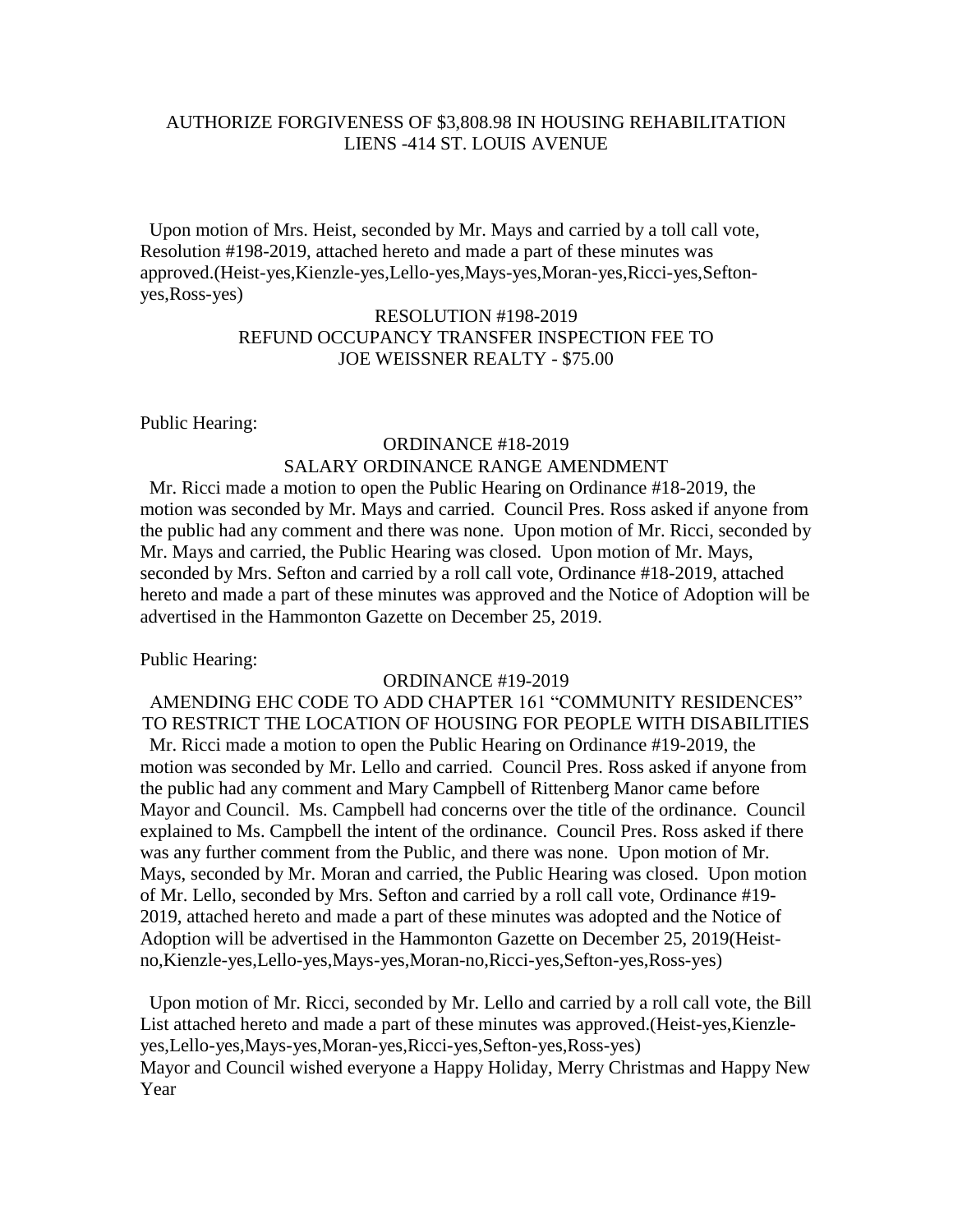AUTHORIZE FORGIVENESS OF $3,808.98 IN HOUSING REHABILITATION LIENS -414 ST. LOUIS AVENUE

Upon motion of Mrs. Heist, seconded by Mr. Mays and carried by a toll call vote, Resolution #198-2019, attached hereto and made a part of these minutes was approved.(Heist-yes,Kienzle-yes,Lello-yes,Mays-yes,Moran-yes,Ricci-yes,Sefton-yes,Ross-yes)

RESOLUTION #198-2019
REFUND OCCUPANCY TRANSFER INSPECTION FEE TO JOE WEISSNER REALTY - $75.00

Public Hearing:

ORDINANCE #18-2019
SALARY ORDINANCE RANGE AMENDMENT

Mr. Ricci made a motion to open the Public Hearing on Ordinance #18-2019, the motion was seconded by Mr. Mays and carried. Council Pres. Ross asked if anyone from the public had any comment and there was none. Upon motion of Mr. Ricci, seconded by Mr. Mays and carried, the Public Hearing was closed. Upon motion of Mr. Mays, seconded by Mrs. Sefton and carried by a roll call vote, Ordinance #18-2019, attached hereto and made a part of these minutes was approved and the Notice of Adoption will be advertised in the Hammonton Gazette on December 25, 2019.

Public Hearing:

ORDINANCE #19-2019
AMENDING EHC CODE TO ADD CHAPTER 161 "COMMUNITY RESIDENCES" TO RESTRICT THE LOCATION OF HOUSING FOR PEOPLE WITH DISABILITIES

Mr. Ricci made a motion to open the Public Hearing on Ordinance #19-2019, the motion was seconded by Mr. Lello and carried. Council Pres. Ross asked if anyone from the public had any comment and Mary Campbell of Rittenberg Manor came before Mayor and Council. Ms. Campbell had concerns over the title of the ordinance. Council explained to Ms. Campbell the intent of the ordinance. Council Pres. Ross asked if there was any further comment from the Public, and there was none. Upon motion of Mr. Mays, seconded by Mr. Moran and carried, the Public Hearing was closed. Upon motion of Mr. Lello, seconded by Mrs. Sefton and carried by a roll call vote, Ordinance #19-2019, attached hereto and made a part of these minutes was adopted and the Notice of Adoption will be advertised in the Hammonton Gazette on December 25, 2019(Heist-no,Kienzle-yes,Lello-yes,Mays-yes,Moran-no,Ricci-yes,Sefton-yes,Ross-yes)

Upon motion of Mr. Ricci, seconded by Mr. Lello and carried by a roll call vote, the Bill List attached hereto and made a part of these minutes was approved.(Heist-yes,Kienzle-yes,Lello-yes,Mays-yes,Moran-yes,Ricci-yes,Sefton-yes,Ross-yes)
Mayor and Council wished everyone a Happy Holiday, Merry Christmas and Happy New Year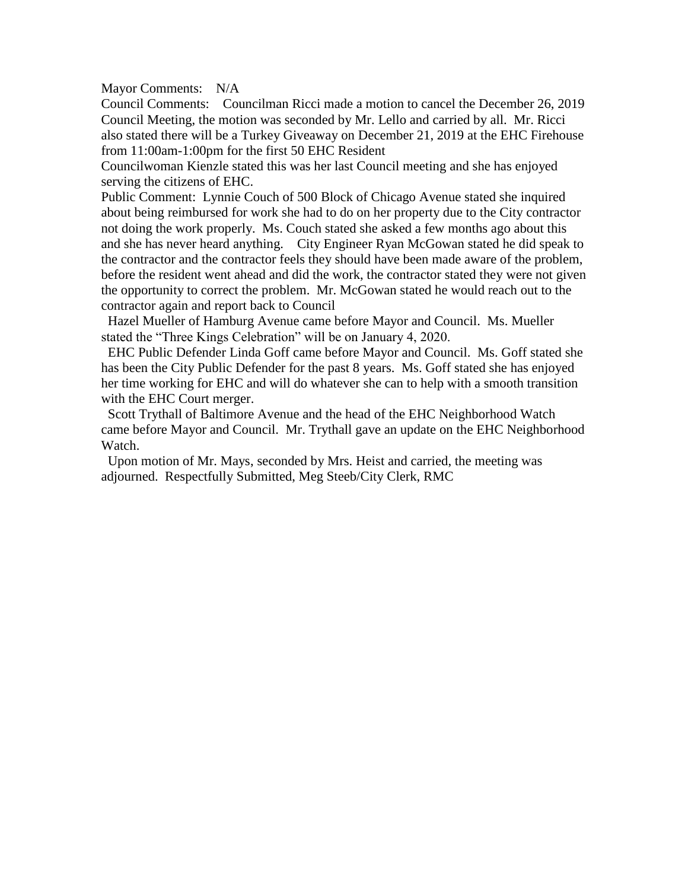Mayor Comments: N/A

Council Comments: Councilman Ricci made a motion to cancel the December 26, 2019 Council Meeting, the motion was seconded by Mr. Lello and carried by all. Mr. Ricci also stated there will be a Turkey Giveaway on December 21, 2019 at the EHC Firehouse from 11:00am-1:00pm for the first 50 EHC Resident

Councilwoman Kienzle stated this was her last Council meeting and she has enjoyed serving the citizens of EHC.

Public Comment: Lynnie Couch of 500 Block of Chicago Avenue stated she inquired about being reimbursed for work she had to do on her property due to the City contractor not doing the work properly. Ms. Couch stated she asked a few months ago about this and she has never heard anything. City Engineer Ryan McGowan stated he did speak to the contractor and the contractor feels they should have been made aware of the problem, before the resident went ahead and did the work, the contractor stated they were not given the opportunity to correct the problem. Mr. McGowan stated he would reach out to the contractor again and report back to Council

Hazel Mueller of Hamburg Avenue came before Mayor and Council. Ms. Mueller stated the "Three Kings Celebration" will be on January 4, 2020.

EHC Public Defender Linda Goff came before Mayor and Council. Ms. Goff stated she has been the City Public Defender for the past 8 years. Ms. Goff stated she has enjoyed her time working for EHC and will do whatever she can to help with a smooth transition with the EHC Court merger.

Scott Trythall of Baltimore Avenue and the head of the EHC Neighborhood Watch came before Mayor and Council. Mr. Trythall gave an update on the EHC Neighborhood Watch.

Upon motion of Mr. Mays, seconded by Mrs. Heist and carried, the meeting was adjourned. Respectfully Submitted, Meg Steeb/City Clerk, RMC